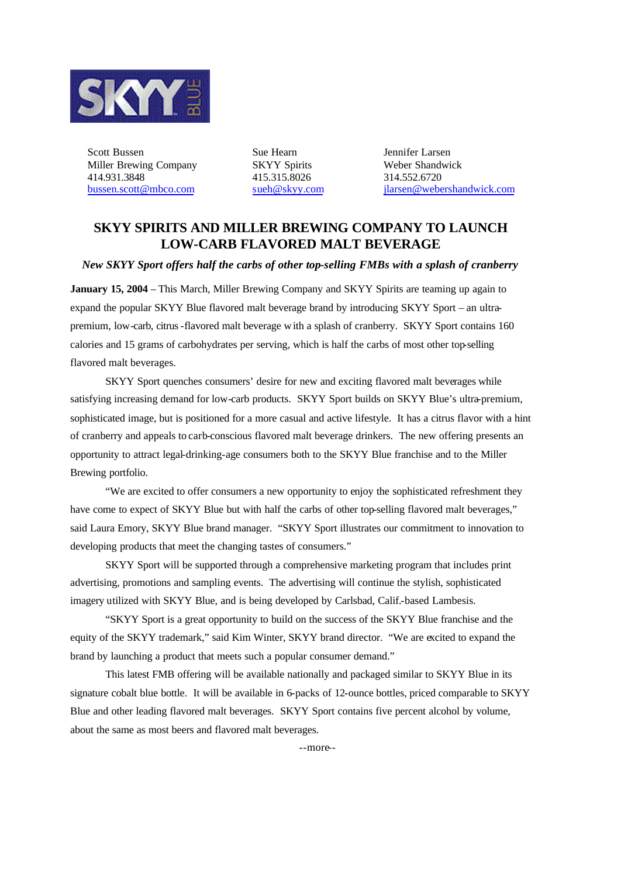SKYY BLUE

| Scott Bussen | Sue Hearn | Jennifer Larsen |
|---|---|---|
| Miller Brewing Company | SKYY Spirits | Weber Shandwick |
| 414.931.3848 | 415.315.8026 | 314.552.6720 |
| bussen.scott@mbco.com | sueh@skyy.com | jlarsen@webershandwick.com |

# SKYY SPIRITS AND MILLER BREWING COMPANY TO LAUNCH LOW-CARB FLAVORED MALT BEVERAGE

***New SKYY Sport offers half the carbs of other top-selling FMBs with a splash of cranberry***

**January 15, 2004** – This March, Miller Brewing Company and SKYY Spirits are teaming up again to expand the popular SKYY Blue flavored malt beverage brand by introducing SKYY Sport – an ultra-premium, low-carb, citrus-flavored malt beverage with a splash of cranberry. SKYY Sport contains 160 calories and 15 grams of carbohydrates per serving, which is half the carbs of most other top-selling flavored malt beverages.

SKYY Sport quenches consumers' desire for new and exciting flavored malt beverages while satisfying increasing demand for low-carb products. SKYY Sport builds on SKYY Blue's ultra-premium, sophisticated image, but is positioned for a more casual and active lifestyle. It has a citrus flavor with a hint of cranberry and appeals to carb-conscious flavored malt beverage drinkers. The new offering presents an opportunity to attract legal-drinking-age consumers both to the SKYY Blue franchise and to the Miller Brewing portfolio.

"We are excited to offer consumers a new opportunity to enjoy the sophisticated refreshment they have come to expect of SKYY Blue but with half the carbs of other top-selling flavored malt beverages," said Laura Emory, SKYY Blue brand manager. "SKYY Sport illustrates our commitment to innovation to developing products that meet the changing tastes of consumers."

SKYY Sport will be supported through a comprehensive marketing program that includes print advertising, promotions and sampling events. The advertising will continue the stylish, sophisticated imagery utilized with SKYY Blue, and is being developed by Carlsbad, Calif.-based Lambesis.

"SKYY Sport is a great opportunity to build on the success of the SKYY Blue franchise and the equity of the SKYY trademark," said Kim Winter, SKYY brand director. "We are excited to expand the brand by launching a product that meets such a popular consumer demand."

This latest FMB offering will be available nationally and packaged similar to SKYY Blue in its signature cobalt blue bottle. It will be available in 6-packs of 12-ounce bottles, priced comparable to SKYY Blue and other leading flavored malt beverages. SKYY Sport contains five percent alcohol by volume, about the same as most beers and flavored malt beverages.

--more--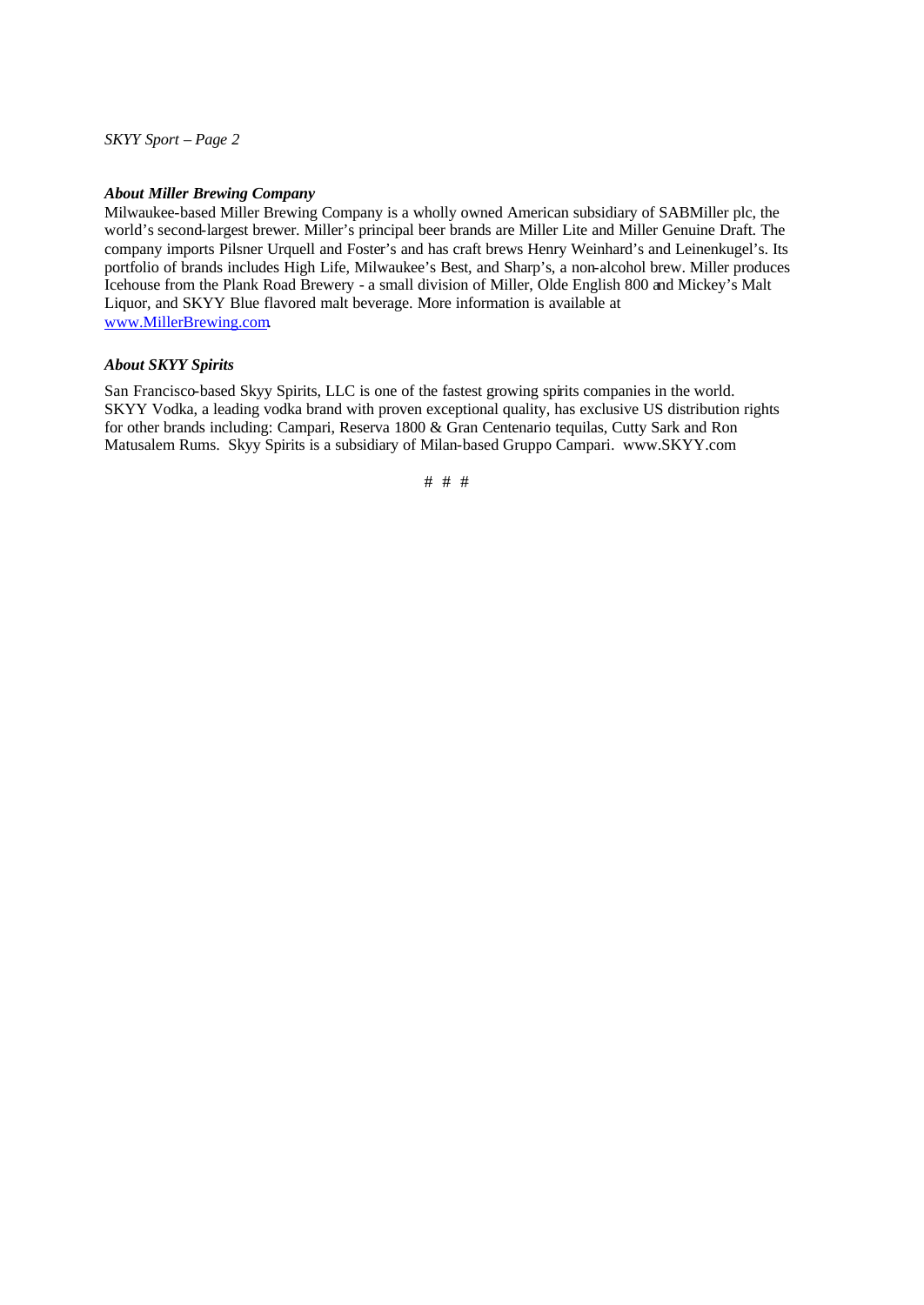### *About Miller Brewing Company*

Milwaukee-based Miller Brewing Company is a wholly owned American subsidiary of SABMiller plc, the world's second-largest brewer. Miller's principal beer brands are Miller Lite and Miller Genuine Draft. The company imports Pilsner Urquell and Foster's and has craft brews Henry Weinhard's and Leinenkugel's. Its portfolio of brands includes High Life, Milwaukee's Best, and Sharp's, a non-alcohol brew. Miller produces Icehouse from the Plank Road Brewery - a small division of Miller, Olde English 800 and Mickey's Malt Liquor, and SKYY Blue flavored malt beverage. More information is available at www.MillerBrewing.com.

### *About SKYY Spirits*

San Francisco-based Skyy Spirits, LLC is one of the fastest growing spirits companies in the world. SKYY Vodka, a leading vodka brand with proven exceptional quality, has exclusive US distribution rights for other brands including: Campari, Reserva 1800 & Gran Centenario tequilas, Cutty Sark and Ron Matusalem Rums. Skyy Spirits is a subsidiary of Milan-based Gruppo Campari. www.SKYY.com

# # #